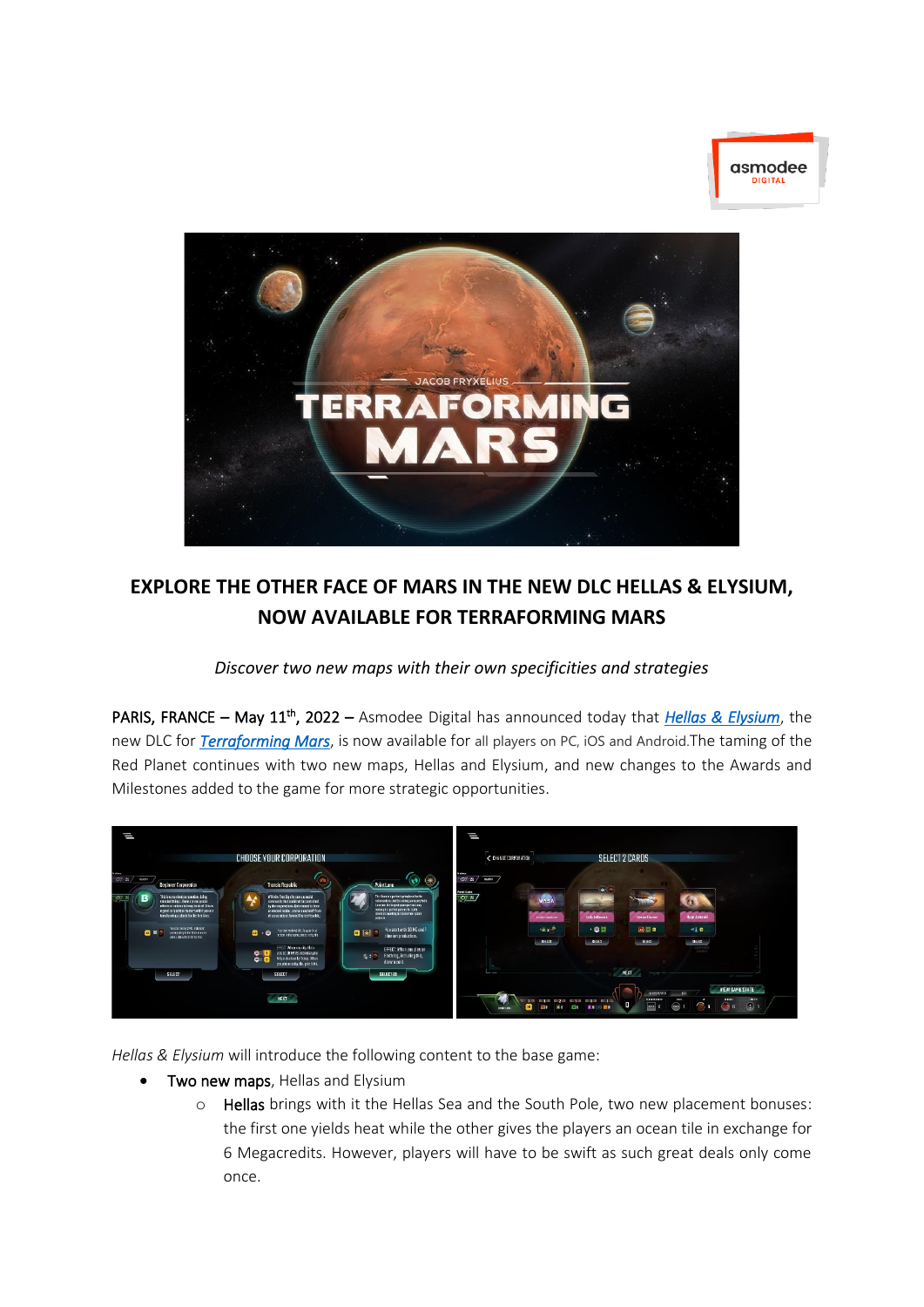# EXPLORE THE OTHER FACE OF MARS IN THE NEW DLC HELLAS & ELYSIUM, NOW AVAILABLE FOR TERRAFORMING MARS

*Discover two new maps with their own specificities and strategies*

**PARIS, FRANCE – May 11th, 2022 –** Asmodee Digital has announced today that ***Hellas & Elysium***, the new DLC for ***Terraforming Mars***, is now available for all players on PC, iOS and Android.The taming of the Red Planet continues with two new maps, Hellas and Elysium, and new changes to the Awards and Milestones added to the game for more strategic opportunities.

*Hellas & Elysium* will introduce the following content to the base game:

- **Two new maps**, Hellas and Elysium
  - **Hellas** brings with it the Hellas Sea and the South Pole, two new placement bonuses: the first one yields heat while the other gives the players an ocean tile in exchange for 6 Megacredits. However, players will have to be swift as such great deals only come once.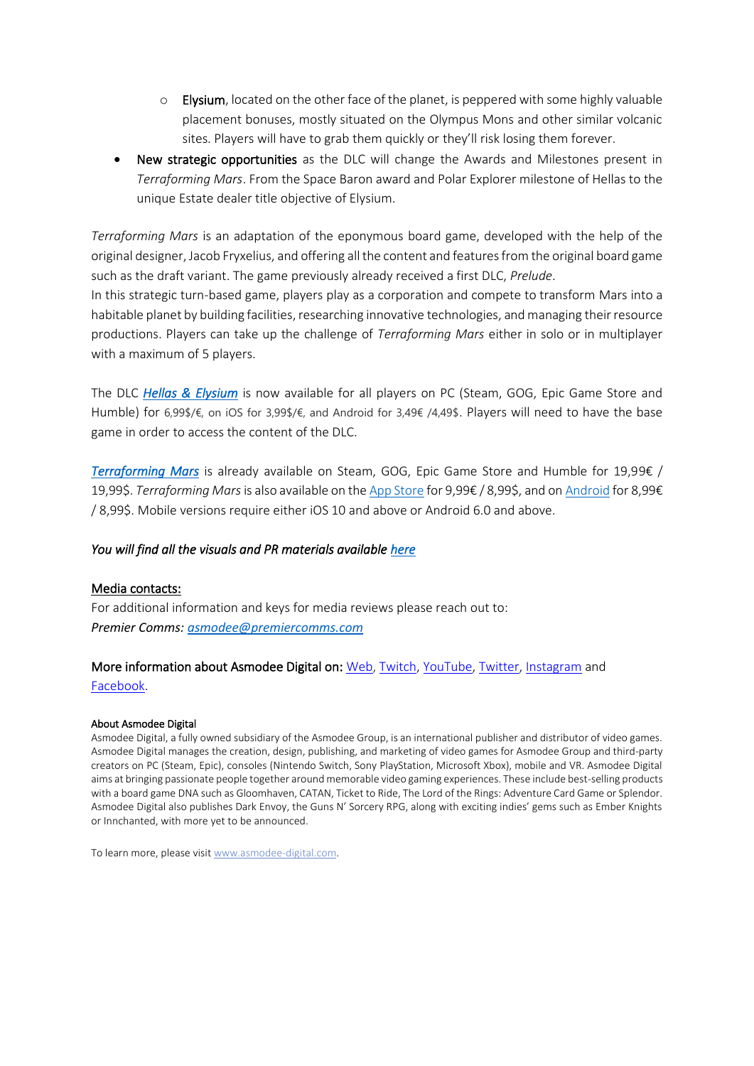- **Elysium**, located on the other face of the planet, is peppered with some highly valuable placement bonuses, mostly situated on the Olympus Mons and other similar volcanic sites. Players will have to grab them quickly or they'll risk losing them forever.
- **New strategic opportunities** as the DLC will change the Awards and Milestones present in *Terraforming Mars*. From the Space Baron award and Polar Explorer milestone of Hellas to the unique Estate dealer title objective of Elysium.

*Terraforming Mars* is an adaptation of the eponymous board game, developed with the help of the original designer, Jacob Fryxelius, and offering all the content and features from the original board game such as the draft variant. The game previously already received a first DLC, *Prelude*.
In this strategic turn-based game, players play as a corporation and compete to transform Mars into a habitable planet by building facilities, researching innovative technologies, and managing their resource productions. Players can take up the challenge of *Terraforming Mars* either in solo or in multiplayer with a maximum of 5 players.

The DLC ***Hellas & Elysium*** is now available for all players on PC (Steam, GOG, Epic Game Store and Humble) for 6,99$/€, on iOS for 3,99$/€, and Android for 3,49€ /4,49$. Players will need to have the base game in order to access the content of the DLC.

*Terraforming Mars* is already available on Steam, GOG, Epic Game Store and Humble for 19,99€ / 19,99$. *Terraforming Mars* is also available on the App Store for 9,99€ / 8,99$, and on Android for 8,99€ / 8,99$. Mobile versions require either iOS 10 and above or Android 6.0 and above.

*You will find all the visuals and PR materials available here*

Media contacts:

For additional information and keys for media reviews please reach out to:
*Premier Comms: asmodee@premiercomms.com*

More information about Asmodee Digital on: Web, Twitch, YouTube, Twitter, Instagram and Facebook.

**About Asmodee Digital**

Asmodee Digital, a fully owned subsidiary of the Asmodee Group, is an international publisher and distributor of video games. Asmodee Digital manages the creation, design, publishing, and marketing of video games for Asmodee Group and third-party creators on PC (Steam, Epic), consoles (Nintendo Switch, Sony PlayStation, Microsoft Xbox), mobile and VR. Asmodee Digital aims at bringing passionate people together around memorable video gaming experiences. These include best-selling products with a board game DNA such as Gloomhaven, CATAN, Ticket to Ride, The Lord of the Rings: Adventure Card Game or Splendor. Asmodee Digital also publishes Dark Envoy, the Guns N' Sorcery RPG, along with exciting indies' gems such as Ember Knights or Innchanted, with more yet to be announced.

To learn more, please visit www.asmodee-digital.com.